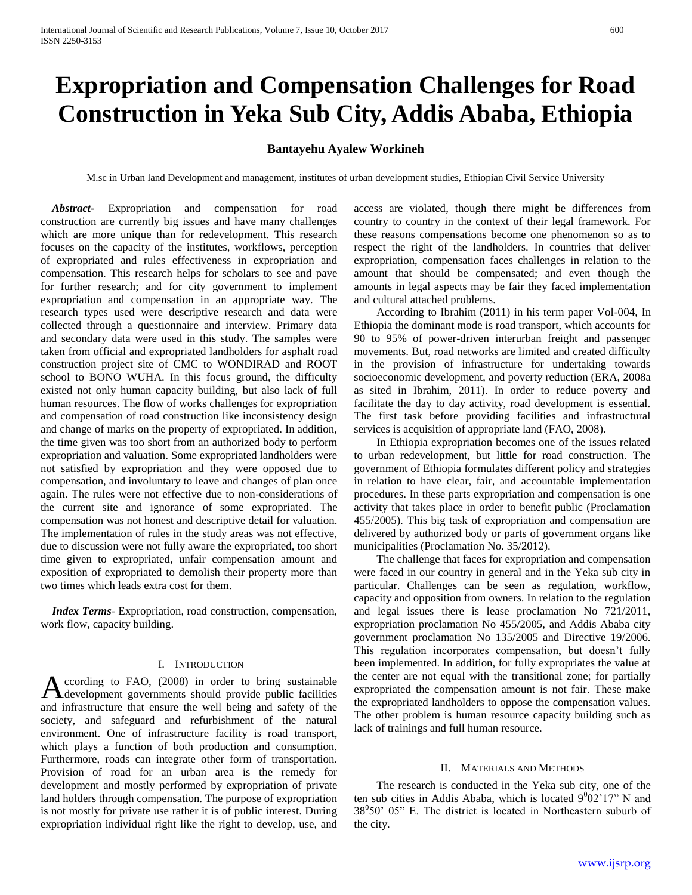# Expropriation and Compensation Challenges for Road Construction in Yeka Sub City, Addis Ababa, Ethiopia

**Bantayehu Ayalew Workineh**

M.sc in Urban land Development and management, institutes of urban development studies, Ethiopian Civil Service University

***Abstract-*** Expropriation and compensation for road construction are currently big issues and have many challenges which are more unique than for redevelopment. This research focuses on the capacity of the institutes, workflows, perception of expropriated and rules effectiveness in expropriation and compensation. This research helps for scholars to see and pave for further research; and for city government to implement expropriation and compensation in an appropriate way. The research types used were descriptive research and data were collected through a questionnaire and interview. Primary data and secondary data were used in this study. The samples were taken from official and expropriated landholders for asphalt road construction project site of CMC to WONDIRAD and ROOT school to BONO WUHA. In this focus ground, the difficulty existed not only human capacity building, but also lack of full human resources. The flow of works challenges for expropriation and compensation of road construction like inconsistency design and change of marks on the property of expropriated. In addition, the time given was too short from an authorized body to perform expropriation and valuation. Some expropriated landholders were not satisfied by expropriation and they were opposed due to compensation, and involuntary to leave and changes of plan once again. The rules were not effective due to non-considerations of the current site and ignorance of some expropriated. The compensation was not honest and descriptive detail for valuation. The implementation of rules in the study areas was not effective, due to discussion were not fully aware the expropriated, too short time given to expropriated, unfair compensation amount and exposition of expropriated to demolish their property more than two times which leads extra cost for them.

***Index Terms***- Expropriation, road construction, compensation, work flow, capacity building.

## I. Introduction

According to FAO, (2008) in order to bring sustainable development governments should provide public facilities and infrastructure that ensure the well being and safety of the society, and safeguard and refurbishment of the natural environment. One of infrastructure facility is road transport, which plays a function of both production and consumption. Furthermore, roads can integrate other form of transportation. Provision of road for an urban area is the remedy for development and mostly performed by expropriation of private land holders through compensation. The purpose of expropriation is not mostly for private use rather it is of public interest. During expropriation individual right like the right to develop, use, and access are violated, though there might be differences from country to country in the context of their legal framework. For these reasons compensations become one phenomenon so as to respect the right of the landholders. In countries that deliver expropriation, compensation faces challenges in relation to the amount that should be compensated; and even though the amounts in legal aspects may be fair they faced implementation and cultural attached problems.

According to Ibrahim (2011) in his term paper Vol-004, In Ethiopia the dominant mode is road transport, which accounts for 90 to 95% of power-driven interurban freight and passenger movements. But, road networks are limited and created difficulty in the provision of infrastructure for undertaking towards socioeconomic development, and poverty reduction (ERA, 2008a as sited in Ibrahim, 2011). In order to reduce poverty and facilitate the day to day activity, road development is essential. The first task before providing facilities and infrastructural services is acquisition of appropriate land (FAO, 2008).

In Ethiopia expropriation becomes one of the issues related to urban redevelopment, but little for road construction. The government of Ethiopia formulates different policy and strategies in relation to have clear, fair, and accountable implementation procedures. In these parts expropriation and compensation is one activity that takes place in order to benefit public (Proclamation 455/2005). This big task of expropriation and compensation are delivered by authorized body or parts of government organs like municipalities (Proclamation No. 35/2012).

The challenge that faces for expropriation and compensation were faced in our country in general and in the Yeka sub city in particular. Challenges can be seen as regulation, workflow, capacity and opposition from owners. In relation to the regulation and legal issues there is lease proclamation No 721/2011, expropriation proclamation No 455/2005, and Addis Ababa city government proclamation No 135/2005 and Directive 19/2006. This regulation incorporates compensation, but doesn't fully been implemented. In addition, for fully expropriates the value at the center are not equal with the transitional zone; for partially expropriated the compensation amount is not fair. These make the expropriated landholders to oppose the compensation values. The other problem is human resource capacity building such as lack of trainings and full human resource.

## II. Materials and Methods

The research is conducted in the Yeka sub city, one of the ten sub cities in Addis Ababa, which is located $9^{0}02'17"$ N and $38^{0}50'\ 05"$ E. The district is located in Northeastern suburb of the city.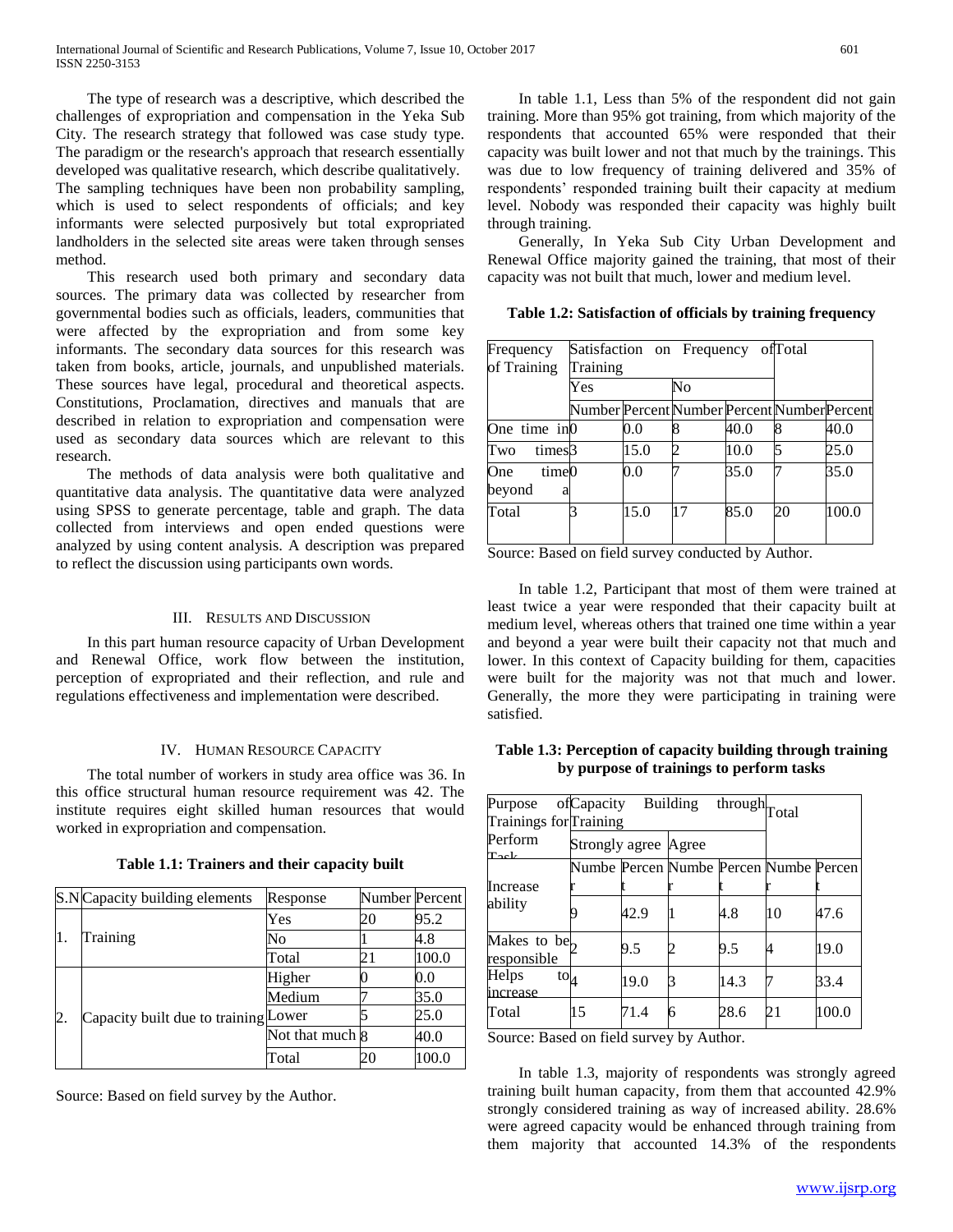The type of research was a descriptive, which described the challenges of expropriation and compensation in the Yeka Sub City. The research strategy that followed was case study type. The paradigm or the research's approach that research essentially developed was qualitative research, which describe qualitatively. The sampling techniques have been non probability sampling, which is used to select respondents of officials; and key informants were selected purposively but total expropriated landholders in the selected site areas were taken through senses method.

This research used both primary and secondary data sources. The primary data was collected by researcher from governmental bodies such as officials, leaders, communities that were affected by the expropriation and from some key informants. The secondary data sources for this research was taken from books, article, journals, and unpublished materials. These sources have legal, procedural and theoretical aspects. Constitutions, Proclamation, directives and manuals that are described in relation to expropriation and compensation were used as secondary data sources which are relevant to this research.

The methods of data analysis were both qualitative and quantitative data analysis. The quantitative data were analyzed using SPSS to generate percentage, table and graph. The data collected from interviews and open ended questions were analyzed by using content analysis. A description was prepared to reflect the discussion using participants own words.

## III. Results and Discussion

In this part human resource capacity of Urban Development and Renewal Office, work flow between the institution, perception of expropriated and their reflection, and rule and regulations effectiveness and implementation were described.

## IV. Human Resource Capacity

The total number of workers in study area office was 36. In this office structural human resource requirement was 42. The institute requires eight skilled human resources that would worked in expropriation and compensation.

**Table 1.1: Trainers and their capacity built**

| S.N | Capacity building elements | Response | Number | Percent |
|---|---|---|---|---|
| 1. | Training | Yes | 20 | 95.2 |
| | | No | 1 | 4.8 |
| | | Total | 21 | 100.0 |
| 2. | Capacity built due to training | Higher | 0 | 0.0 |
| | | Medium | 7 | 35.0 |
| | | Lower | 5 | 25.0 |
| | | Not that much | 8 | 40.0 |
| | | Total | 20 | 100.0 |

Source: Based on field survey by the Author.

In table 1.1, Less than 5% of the respondent did not gain training. More than 95% got training, from which majority of the respondents that accounted 65% were responded that their capacity was built lower and not that much by the trainings. This was due to low frequency of training delivered and 35% of respondents' responded training built their capacity at medium level. Nobody was responded their capacity was highly built through training.

Generally, In Yeka Sub City Urban Development and Renewal Office majority gained the training, that most of their capacity was not built that much, lower and medium level.

**Table 1.2: Satisfaction of officials by training frequency**

| Frequency of Training | Satisfaction on Frequency of Training | | | | Total | |
|---|---|---|---|---|---|---|
| | Yes | | No | | | |
| | Number | Percent | Number | Percent | Number | Percent |
| One time in | 0 | 0.0 | 8 | 40.0 | 8 | 40.0 |
| Two times | 3 | 15.0 | 2 | 10.0 | 5 | 25.0 |
| One time beyond a | 0 | 0.0 | 7 | 35.0 | 7 | 35.0 |
| Total | 3 | 15.0 | 17 | 85.0 | 20 | 100.0 |

Source: Based on field survey conducted by Author.

In table 1.2, Participant that most of them were trained at least twice a year were responded that their capacity built at medium level, whereas others that trained one time within a year and beyond a year were built their capacity not that much and lower. In this context of Capacity building for them, capacities were built for the majority was not that much and lower. Generally, the more they were participating in training were satisfied.

**Table 1.3: Perception of capacity building through training by purpose of trainings to perform tasks**

| Purpose of Trainings for Perform Task | Capacity Building through Training | | | | Total | |
|---|---|---|---|---|---|---|
| | Strongly agree | | Agree | | | |
| | Number | Percent | Number | Percent | Number | Percent |
| Increase ability | 9 | 42.9 | 1 | 4.8 | 10 | 47.6 |
| Makes to be responsible | 2 | 9.5 | 2 | 9.5 | 4 | 19.0 |
| Helps to increase | 4 | 19.0 | 3 | 14.3 | 7 | 33.4 |
| Total | 15 | 71.4 | 6 | 28.6 | 21 | 100.0 |

Source: Based on field survey by Author.

In table 1.3, majority of respondents was strongly agreed training built human capacity, from them that accounted 42.9% strongly considered training as way of increased ability. 28.6% were agreed capacity would be enhanced through training from them majority that accounted 14.3% of the respondents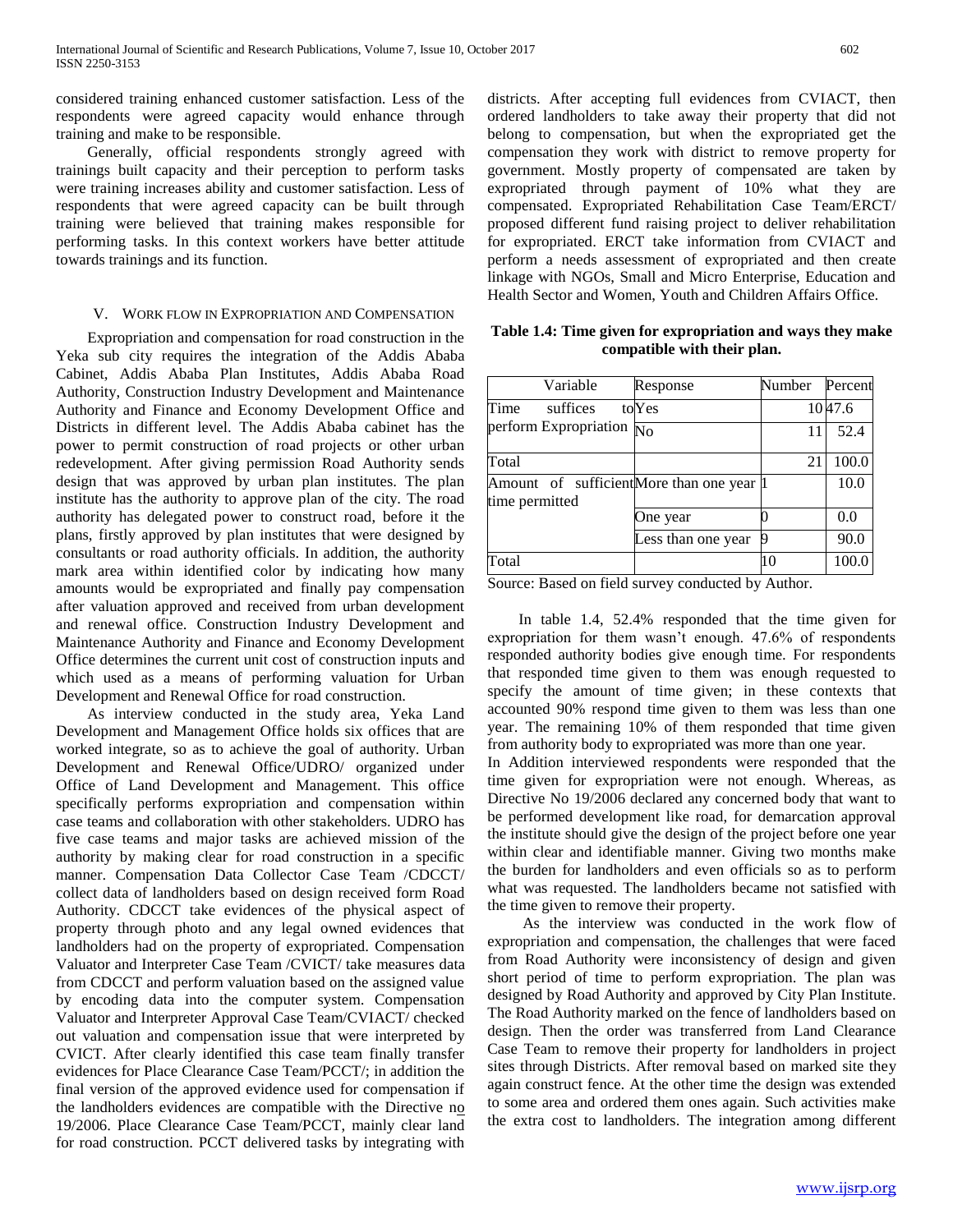considered training enhanced customer satisfaction. Less of the respondents were agreed capacity would enhance through training and make to be responsible.

Generally, official respondents strongly agreed with trainings built capacity and their perception to perform tasks were training increases ability and customer satisfaction. Less of respondents that were agreed capacity can be built through training were believed that training makes responsible for performing tasks. In this context workers have better attitude towards trainings and its function.

## V. Work Flow in Expropriation and Compensation

Expropriation and compensation for road construction in the Yeka sub city requires the integration of the Addis Ababa Cabinet, Addis Ababa Plan Institutes, Addis Ababa Road Authority, Construction Industry Development and Maintenance Authority and Finance and Economy Development Office and Districts in different level. The Addis Ababa cabinet has the power to permit construction of road projects or other urban redevelopment. After giving permission Road Authority sends design that was approved by urban plan institutes. The plan institute has the authority to approve plan of the city. The road authority has delegated power to construct road, before it the plans, firstly approved by plan institutes that were designed by consultants or road authority officials. In addition, the authority mark area within identified color by indicating how many amounts would be expropriated and finally pay compensation after valuation approved and received from urban development and renewal office. Construction Industry Development and Maintenance Authority and Finance and Economy Development Office determines the current unit cost of construction inputs and which used as a means of performing valuation for Urban Development and Renewal Office for road construction.

As interview conducted in the study area, Yeka Land Development and Management Office holds six offices that are worked integrate, so as to achieve the goal of authority. Urban Development and Renewal Office/UDRO/ organized under Office of Land Development and Management. This office specifically performs expropriation and compensation within case teams and collaboration with other stakeholders. UDRO has five case teams and major tasks are achieved mission of the authority by making clear for road construction in a specific manner. Compensation Data Collector Case Team /CDCCT/ collect data of landholders based on design received form Road Authority. CDCCT take evidences of the physical aspect of property through photo and any legal owned evidences that landholders had on the property of expropriated. Compensation Valuator and Interpreter Case Team /CVICT/ take measures data from CDCCT and perform valuation based on the assigned value by encoding data into the computer system. Compensation Valuator and Interpreter Approval Case Team/CVIACT/ checked out valuation and compensation issue that were interpreted by CVICT. After clearly identified this case team finally transfer evidences for Place Clearance Case Team/PCCT/; in addition the final version of the approved evidence used for compensation if the landholders evidences are compatible with the Directive no 19/2006. Place Clearance Case Team/PCCT, mainly clear land for road construction. PCCT delivered tasks by integrating with districts. After accepting full evidences from CVIACT, then ordered landholders to take away their property that did not belong to compensation, but when the expropriated get the compensation they work with district to remove property for government. Mostly property of compensated are taken by expropriated through payment of 10% what they are compensated. Expropriated Rehabilitation Case Team/ERCT/ proposed different fund raising project to deliver rehabilitation for expropriated. ERCT take information from CVIACT and perform a needs assessment of expropriated and then create linkage with NGOs, Small and Micro Enterprise, Education and Health Sector and Women, Youth and Children Affairs Office.

**Table 1.4: Time given for expropriation and ways they make compatible with their plan.**

| Variable | Response | Number | Percent |
|---|---|---|---|
| Time suffices to perform Expropriation | Yes | 10 | 47.6 |
| | No | 11 | 52.4 |
| Total | | 21 | 100.0 |
| Amount of sufficient time permitted | More than one year | 1 | 10.0 |
| | One year | 0 | 0.0 |
| | Less than one year | 9 | 90.0 |
| Total | | 10 | 100.0 |

Source: Based on field survey conducted by Author.

In table 1.4, 52.4% responded that the time given for expropriation for them wasn't enough. 47.6% of respondents responded authority bodies give enough time. For respondents that responded time given to them was enough requested to specify the amount of time given; in these contexts that accounted 90% respond time given to them was less than one year. The remaining 10% of them responded that time given from authority body to expropriated was more than one year.

In Addition interviewed respondents were responded that the time given for expropriation were not enough. Whereas, as Directive No 19/2006 declared any concerned body that want to be performed development like road, for demarcation approval the institute should give the design of the project before one year within clear and identifiable manner. Giving two months make the burden for landholders and even officials so as to perform what was requested. The landholders became not satisfied with the time given to remove their property.

As the interview was conducted in the work flow of expropriation and compensation, the challenges that were faced from Road Authority were inconsistency of design and given short period of time to perform expropriation. The plan was designed by Road Authority and approved by City Plan Institute. The Road Authority marked on the fence of landholders based on design. Then the order was transferred from Land Clearance Case Team to remove their property for landholders in project sites through Districts. After removal based on marked site they again construct fence. At the other time the design was extended to some area and ordered them ones again. Such activities make the extra cost to landholders. The integration among different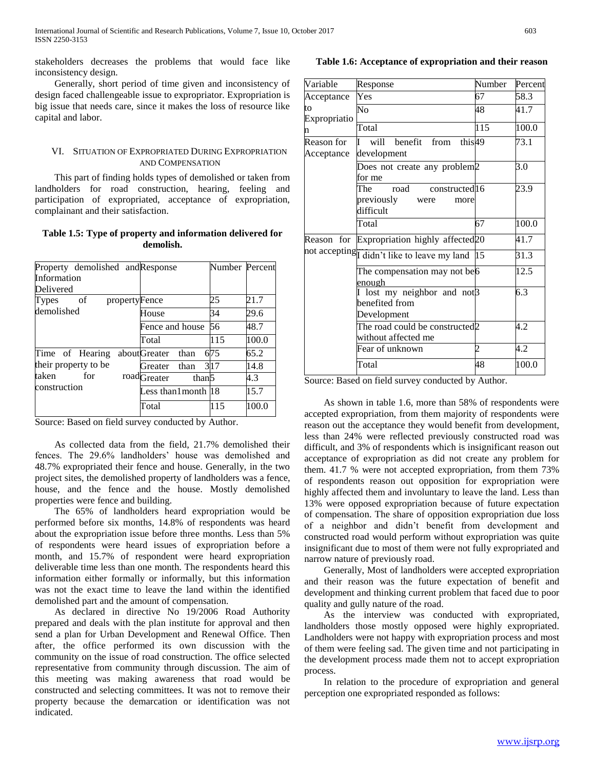stakeholders decreases the problems that would face like inconsistency design.

Generally, short period of time given and inconsistency of design faced challengeable issue to expropriator. Expropriation is big issue that needs care, since it makes the loss of resource like capital and labor.

## VI. Situation of Expropriated During Expropriation and Compensation

This part of finding holds types of demolished or taken from landholders for road construction, hearing, feeling and participation of expropriated, acceptance of expropriation, complainant and their satisfaction.

**Table 1.5: Type of property and information delivered for demolish.**

| Property demolished and Information Delivered | Response | Number | Percent |
|---|---|---|---|
| Types of property demolished | Fence | 25 | 21.7 |
| | House | 34 | 29.6 |
| | Fence and house | 56 | 48.7 |
| | Total | 115 | 100.0 |
| Time of Hearing about their property to be taken for road construction | Greater than 6 | 75 | 65.2 |
| | Greater than 3 | 17 | 14.8 |
| | Greater than | 5 | 4.3 |
| | Less than1month | 18 | 15.7 |
| | Total | 115 | 100.0 |

Source: Based on field survey conducted by Author.

As collected data from the field, 21.7% demolished their fences. The 29.6% landholders' house was demolished and 48.7% expropriated their fence and house. Generally, in the two project sites, the demolished property of landholders was a fence, house, and the fence and the house. Mostly demolished properties were fence and building.

The 65% of landholders heard expropriation would be performed before six months, 14.8% of respondents was heard about the expropriation issue before three months. Less than 5% of respondents were heard issues of expropriation before a month, and 15.7% of respondent were heard expropriation deliverable time less than one month. The respondents heard this information either formally or informally, but this information was not the exact time to leave the land within the identified demolished part and the amount of compensation.

As declared in directive No 19/2006 Road Authority prepared and deals with the plan institute for approval and then send a plan for Urban Development and Renewal Office. Then after, the office performed its own discussion with the community on the issue of road construction. The office selected representative from community through discussion. The aim of this meeting was making awareness that road would be constructed and selecting committees. It was not to remove their property because the demarcation or identification was not indicated.

**Table 1.6: Acceptance of expropriation and their reason**

| Variable | Response | Number | Percent |
|---|---|---|---|
| Acceptance to Expropriation | Yes | 67 | 58.3 |
| | No | 48 | 41.7 |
| | Total | 115 | 100.0 |
| Reason for Acceptance | I will benefit from this development | 49 | 73.1 |
| | Does not create any problem for me | 2 | 3.0 |
| | The road constructed previously were more difficult | 16 | 23.9 |
| | Total | 67 | 100.0 |
| Reason for not accepting | Expropriation highly affected me | 20 | 41.7 |
| | I didn't like to leave my land | 15 | 31.3 |
| | The compensation may not be enough | 6 | 12.5 |
| | I lost my neighbor and not benefited from Development | 3 | 6.3 |
| | The road could be constructed without affected me | 2 | 4.2 |
| | Fear of unknown | 2 | 4.2 |
| | Total | 48 | 100.0 |

Source: Based on field survey conducted by Author.

As shown in table 1.6, more than 58% of respondents were accepted expropriation, from them majority of respondents were reason out the acceptance they would benefit from development, less than 24% were reflected previously constructed road was difficult, and 3% of respondents which is insignificant reason out acceptance of expropriation as did not create any problem for them. 41.7 % were not accepted expropriation, from them 73% of respondents reason out opposition for expropriation were highly affected them and involuntary to leave the land. Less than 13% were opposed expropriation because of future expectation of compensation. The share of opposition expropriation due loss of a neighbor and didn't benefit from development and constructed road would perform without expropriation was quite insignificant due to most of them were not fully expropriated and narrow nature of previously road.

Generally, Most of landholders were accepted expropriation and their reason was the future expectation of benefit and development and thinking current problem that faced due to poor quality and gully nature of the road.

As the interview was conducted with expropriated, landholders those mostly opposed were highly expropriated. Landholders were not happy with expropriation process and most of them were feeling sad. The given time and not participating in the development process made them not to accept expropriation process.

In relation to the procedure of expropriation and general perception one expropriated responded as follows: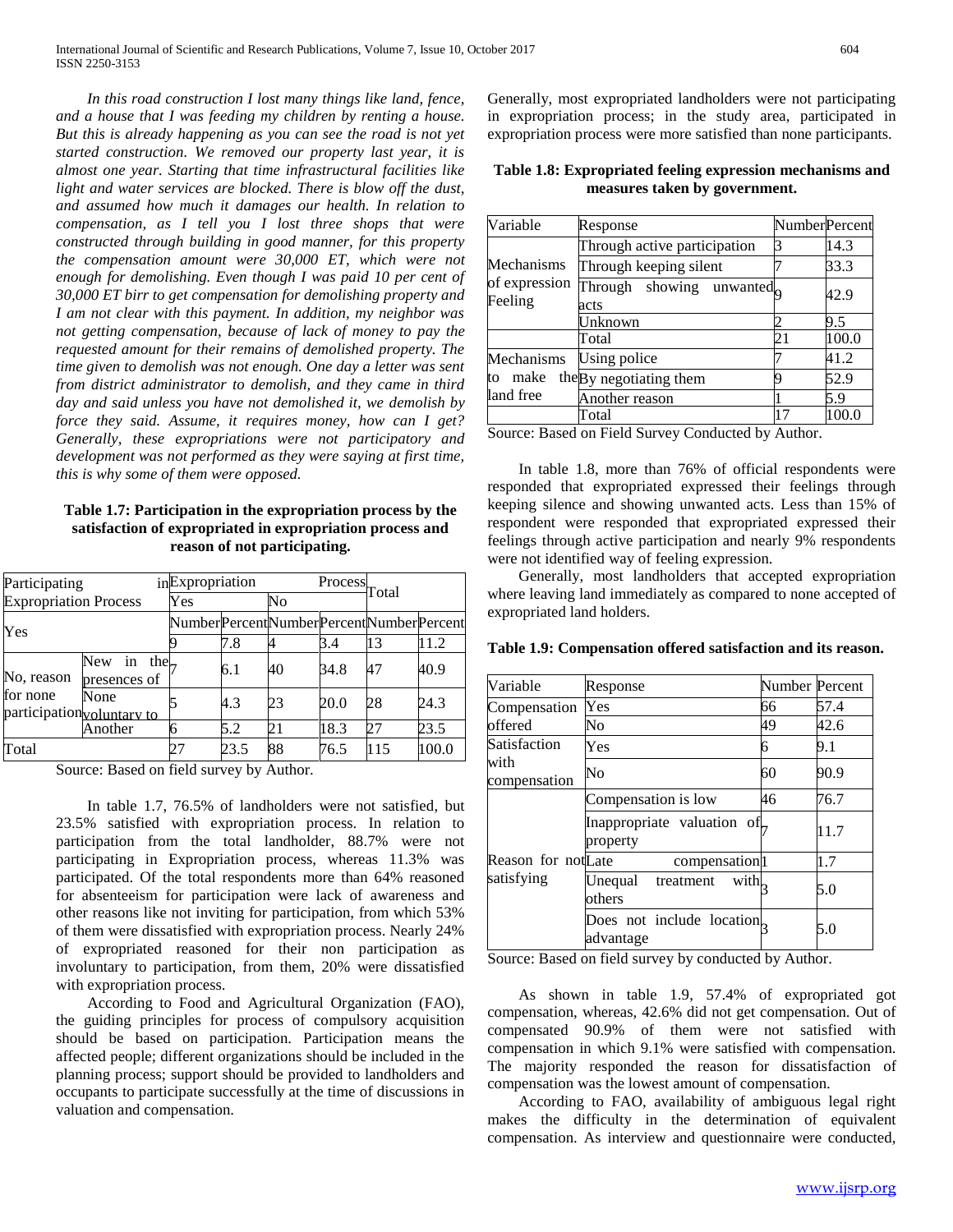*In this road construction I lost many things like land, fence, and a house that I was feeding my children by renting a house. But this is already happening as you can see the road is not yet started construction. We removed our property last year, it is almost one year. Starting that time infrastructural facilities like light and water services are blocked. There is blow off the dust, and assumed how much it damages our health. In relation to compensation, as I tell you I lost three shops that were constructed through building in good manner, for this property the compensation amount were 30,000 ET, which were not enough for demolishing. Even though I was paid 10 per cent of 30,000 ET birr to get compensation for demolishing property and I am not clear with this payment. In addition, my neighbor was not getting compensation, because of lack of money to pay the requested amount for their remains of demolished property. The time given to demolish was not enough. One day a letter was sent from district administrator to demolish, and they came in third day and said unless you have not demolished it, we demolish by force they said. Assume, it requires money, how can I get? Generally, these expropriations were not participatory and development was not performed as they were saying at first time, this is why some of them were opposed.*

**Table 1.7: Participation in the expropriation process by the satisfaction of expropriated in expropriation process and reason of not participating.**

| Participating in Expropriation Process | | Expropriation Process | | | | Total | |
|---|---|---|---|---|---|---|---|
| | | Yes | | No | | | |
| | | Number | Percent | Number | Percent | Number | Percent |
| Yes | | 9 | 7.8 | 4 | 3.4 | 13 | 11.2 |
| No, reason for none participation | New in the presences of | 7 | 6.1 | 40 | 34.8 | 47 | 40.9 |
| | None voluntary to | 5 | 4.3 | 23 | 20.0 | 28 | 24.3 |
| | Another | 6 | 5.2 | 21 | 18.3 | 27 | 23.5 |
| Total | | 27 | 23.5 | 88 | 76.5 | 115 | 100.0 |

Source: Based on field survey by Author.

In table 1.7, 76.5% of landholders were not satisfied, but 23.5% satisfied with expropriation process. In relation to participation from the total landholder, 88.7% were not participating in Expropriation process, whereas 11.3% was participated. Of the total respondents more than 64% reasoned for absenteeism for participation were lack of awareness and other reasons like not inviting for participation, from which 53% of them were dissatisfied with expropriation process. Nearly 24% of expropriated reasoned for their non participation as involuntary to participation, from them, 20% were dissatisfied with expropriation process.

According to Food and Agricultural Organization (FAO), the guiding principles for process of compulsory acquisition should be based on participation. Participation means the affected people; different organizations should be included in the planning process; support should be provided to landholders and occupants to participate successfully at the time of discussions in valuation and compensation.

Generally, most expropriated landholders were not participating in expropriation process; in the study area, participated in expropriation process were more satisfied than none participants.

**Table 1.8: Expropriated feeling expression mechanisms and measures taken by government.**

| Variable | Response | Number | Percent |
|---|---|---|---|
| Mechanisms of expression Feeling | Through active participation | 3 | 14.3 |
| | Through keeping silent | 7 | 33.3 |
| | Through showing unwanted acts | 9 | 42.9 |
| | Unknown | 2 | 9.5 |
| | Total | 21 | 100.0 |
| Mechanisms to make the land free | Using police | 7 | 41.2 |
| | By negotiating them | 9 | 52.9 |
| | Another reason | 1 | 5.9 |
| | Total | 17 | 100.0 |

Source: Based on Field Survey Conducted by Author.

In table 1.8, more than 76% of official respondents were responded that expropriated expressed their feelings through keeping silence and showing unwanted acts. Less than 15% of respondent were responded that expropriated expressed their feelings through active participation and nearly 9% respondents were not identified way of feeling expression.

Generally, most landholders that accepted expropriation where leaving land immediately as compared to none accepted of expropriated land holders.

**Table 1.9: Compensation offered satisfaction and its reason.**

| Variable | Response | Number | Percent |
|---|---|---|---|
| Compensation offered | Yes | 66 | 57.4 |
| | No | 49 | 42.6 |
| Satisfaction with compensation | Yes | 6 | 9.1 |
| | No | 60 | 90.9 |
| Reason for not satisfying | Compensation is low | 46 | 76.7 |
| | Inappropriate valuation of property | 7 | 11.7 |
| | Late compensation | 1 | 1.7 |
| | Unequal treatment with others | 3 | 5.0 |
| | Does not include location advantage | 3 | 5.0 |

Source: Based on field survey by conducted by Author.

As shown in table 1.9, 57.4% of expropriated got compensation, whereas, 42.6% did not get compensation. Out of compensated 90.9% of them were not satisfied with compensation in which 9.1% were satisfied with compensation. The majority responded the reason for dissatisfaction of compensation was the lowest amount of compensation.

According to FAO, availability of ambiguous legal right makes the difficulty in the determination of equivalent compensation. As interview and questionnaire were conducted,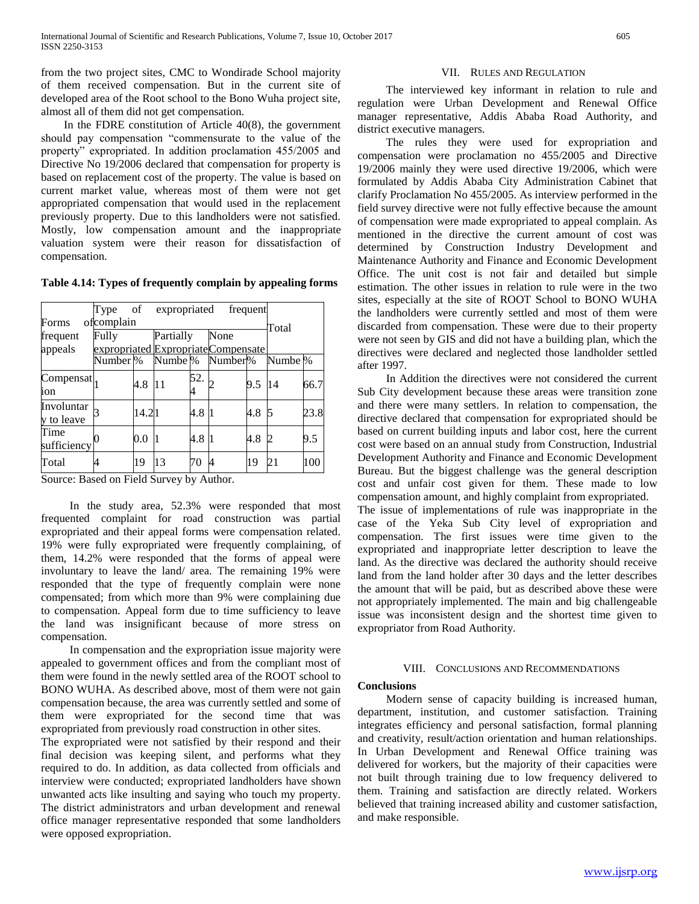from the two project sites, CMC to Wondirade School majority of them received compensation. But in the current site of developed area of the Root school to the Bono Wuha project site, almost all of them did not get compensation.

In the FDRE constitution of Article 40(8), the government should pay compensation "commensurate to the value of the property" expropriated. In addition proclamation 455/2005 and Directive No 19/2006 declared that compensation for property is based on replacement cost of the property. The value is based on current market value, whereas most of them were not get appropriated compensation that would used in the replacement previously property. Due to this landholders were not satisfied. Mostly, low compensation amount and the inappropriate valuation system were their reason for dissatisfaction of compensation.

**Table 4.14: Types of frequently complain by appealing forms**

| Forms of frequent appeals | Type of expropriated frequent complain | | | | | | Total | |
|---|---|---|---|---|---|---|---|---|
| | Fully expropriated | | Partially Expropriate | | None Compensate | | | |
| | Number | % | Numbe | % | Number | % | Numbe | % |
| Compensation | 1 | 4.8 | 11 | 52.4 | 2 | 9.5 | 14 | 66.7 |
| Involuntary to leave | 3 | 14.2 | 1 | 4.8 | 1 | 4.8 | 5 | 23.8 |
| Time sufficiency | 0 | 0.0 | 1 | 4.8 | 1 | 4.8 | 2 | 9.5 |
| Total | 4 | 19 | 13 | 70 | 4 | 19 | 21 | 100 |

Source: Based on Field Survey by Author.

In the study area, 52.3% were responded that most frequented complaint for road construction was partial expropriated and their appeal forms were compensation related. 19% were fully expropriated were frequently complaining, of them, 14.2% were responded that the forms of appeal were involuntary to leave the land/ area. The remaining 19% were responded that the type of frequently complain were none compensated; from which more than 9% were complaining due to compensation. Appeal form due to time sufficiency to leave the land was insignificant because of more stress on compensation.

In compensation and the expropriation issue majority were appealed to government offices and from the compliant most of them were found in the newly settled area of the ROOT school to BONO WUHA. As described above, most of them were not gain compensation because, the area was currently settled and some of them were expropriated for the second time that was expropriated from previously road construction in other sites.

The expropriated were not satisfied by their respond and their final decision was keeping silent, and performs what they required to do. In addition, as data collected from officials and interview were conducted; expropriated landholders have shown unwanted acts like insulting and saying who touch my property. The district administrators and urban development and renewal office manager representative responded that some landholders were opposed expropriation.

## VII. Rules and Regulation

The interviewed key informant in relation to rule and regulation were Urban Development and Renewal Office manager representative, Addis Ababa Road Authority, and district executive managers.

The rules they were used for expropriation and compensation were proclamation no 455/2005 and Directive 19/2006 mainly they were used directive 19/2006, which were formulated by Addis Ababa City Administration Cabinet that clarify Proclamation No 455/2005. As interview performed in the field survey directive were not fully effective because the amount of compensation were made expropriated to appeal complain. As mentioned in the directive the current amount of cost was determined by Construction Industry Development and Maintenance Authority and Finance and Economic Development Office. The unit cost is not fair and detailed but simple estimation. The other issues in relation to rule were in the two sites, especially at the site of ROOT School to BONO WUHA the landholders were currently settled and most of them were discarded from compensation. These were due to their property were not seen by GIS and did not have a building plan, which the directives were declared and neglected those landholder settled after 1997.

In Addition the directives were not considered the current Sub City development because these areas were transition zone and there were many settlers. In relation to compensation, the directive declared that compensation for expropriated should be based on current building inputs and labor cost, here the current cost were based on an annual study from Construction, Industrial Development Authority and Finance and Economic Development Bureau. But the biggest challenge was the general description cost and unfair cost given for them. These made to low compensation amount, and highly complaint from expropriated.

The issue of implementations of rule was inappropriate in the case of the Yeka Sub City level of expropriation and compensation. The first issues were time given to the expropriated and inappropriate letter description to leave the land. As the directive was declared the authority should receive land from the land holder after 30 days and the letter describes the amount that will be paid, but as described above these were not appropriately implemented. The main and big challengeable issue was inconsistent design and the shortest time given to expropriator from Road Authority.

## VIII. Conclusions and Recommendations

**Conclusions**

Modern sense of capacity building is increased human, department, institution, and customer satisfaction. Training integrates efficiency and personal satisfaction, formal planning and creativity, result/action orientation and human relationships. In Urban Development and Renewal Office training was delivered for workers, but the majority of their capacities were not built through training due to low frequency delivered to them. Training and satisfaction are directly related. Workers believed that training increased ability and customer satisfaction, and make responsible.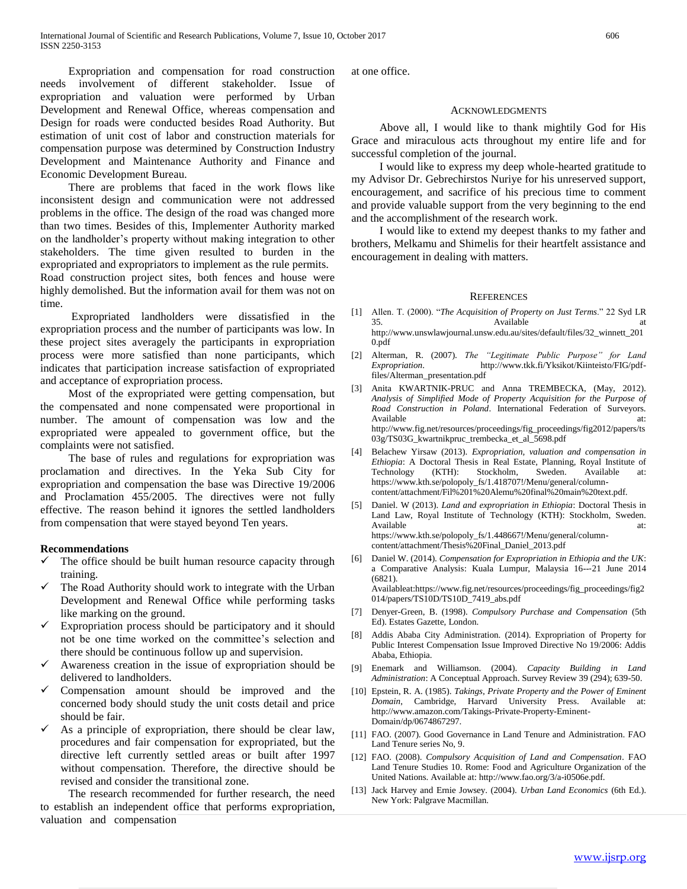Expropriation and compensation for road construction needs involvement of different stakeholder. Issue of expropriation and valuation were performed by Urban Development and Renewal Office, whereas compensation and Design for roads were conducted besides Road Authority. But estimation of unit cost of labor and construction materials for compensation purpose was determined by Construction Industry Development and Maintenance Authority and Finance and Economic Development Bureau.

There are problems that faced in the work flows like inconsistent design and communication were not addressed problems in the office. The design of the road was changed more than two times. Besides of this, Implementer Authority marked on the landholder's property without making integration to other stakeholders. The time given resulted to burden in the expropriated and expropriators to implement as the rule permits. Road construction project sites, both fences and house were highly demolished. But the information avail for them was not on time.

Expropriated landholders were dissatisfied in the expropriation process and the number of participants was low. In these project sites averagely the participants in expropriation process were more satisfied than none participants, which indicates that participation increase satisfaction of expropriated and acceptance of expropriation process.

Most of the expropriated were getting compensation, but the compensated and none compensated were proportional in number. The amount of compensation was low and the expropriated were appealed to government office, but the complaints were not satisfied.

The base of rules and regulations for expropriation was proclamation and directives. In the Yeka Sub City for expropriation and compensation the base was Directive 19/2006 and Proclamation 455/2005. The directives were not fully effective. The reason behind it ignores the settled landholders from compensation that were stayed beyond Ten years.

**Recommendations**

- ✓ The office should be built human resource capacity through training.
- ✓ The Road Authority should work to integrate with the Urban Development and Renewal Office while performing tasks like marking on the ground.
- ✓ Expropriation process should be participatory and it should not be one time worked on the committee's selection and there should be continuous follow up and supervision.
- ✓ Awareness creation in the issue of expropriation should be delivered to landholders.
- ✓ Compensation amount should be improved and the concerned body should study the unit costs detail and price should be fair.
- ✓ As a principle of expropriation, there should be clear law, procedures and fair compensation for expropriated, but the directive left currently settled areas or built after 1997 without compensation. Therefore, the directive should be revised and consider the transitional zone.

The research recommended for further research, the need to establish an independent office that performs expropriation, valuation and compensation at one office.

## Acknowledgments

Above all, I would like to thank mightily God for His Grace and miraculous acts throughout my entire life and for successful completion of the journal.

I would like to express my deep whole-hearted gratitude to my Advisor Dr. Gebrechirstos Nuriye for his unreserved support, encouragement, and sacrifice of his precious time to comment and provide valuable support from the very beginning to the end and the accomplishment of the research work.

I would like to extend my deepest thanks to my father and brothers, Melkamu and Shimelis for their heartfelt assistance and encouragement in dealing with matters.

## References

[1] Allen. T. (2000). "*The Acquisition of Property on Just Terms*." 22 Syd LR 35. Available at http://www.unswlawjournal.unsw.edu.au/sites/default/files/32_winnett_2010.pdf

[2] Alterman, R. (2007). *The "Legitimate Public Purpose" for Land Expropriation*. http://www.tkk.fi/Yksikot/Kiinteisto/FIG/pdf-files/Alterman_presentation.pdf

[3] Anita KWARTNIK-PRUC and Anna TREMBECKA, (May, 2012). *Analysis of Simplified Mode of Property Acquisition for the Purpose of Road Construction in Poland*. International Federation of Surveyors. Available at: http://www.fig.net/resources/proceedings/fig_proceedings/fig2012/papers/ts03g/TS03G_kwartnikpruc_trembecka_et_al_5698.pdf

[4] Belachew Yirsaw (2013). *Expropriation, valuation and compensation in Ethiopia*: A Doctoral Thesis in Real Estate, Planning, Royal Institute of Technology (KTH): Stockholm, Sweden. Available at: https://www.kth.se/polopoly_fs/1.418707!/Menu/general/column-content/attachment/Fil%201%20Alemu%20final%20main%20text.pdf.

[5] Daniel. W (2013). *Land and expropriation in Ethiopia*: Doctoral Thesis in Land Law, Royal Institute of Technology (KTH): Stockholm, Sweden. Available at: https://www.kth.se/polopoly_fs/1.448667!/Menu/general/column-content/attachment/Thesis%20Final_Daniel_2013.pdf

[6] Daniel W. (2014). *Compensation for Expropriation in Ethiopia and the UK*: a Comparative Analysis: Kuala Lumpur, Malaysia 16---21 June 2014 (6821). Availableat:https://www.fig.net/resources/proceedings/fig_proceedings/fig2014/papers/TS10D/TS10D_7419_abs.pdf

[7] Denyer-Green, B. (1998). *Compulsory Purchase and Compensation* (5th Ed). Estates Gazette, London.

[8] Addis Ababa City Administration. (2014). Expropriation of Property for Public Interest Compensation Issue Improved Directive No 19/2006: Addis Ababa, Ethiopia.

[9] Enemark and Williamson. (2004). *Capacity Building in Land Administration*: A Conceptual Approach. Survey Review 39 (294); 639-50.

[10] Epstein, R. A. (1985). *Takings, Private Property and the Power of Eminent Domain*, Cambridge, Harvard University Press. Available at: http://www.amazon.com/Takings-Private-Property-Eminent-Domain/dp/0674867297.

[11] FAO. (2007). Good Governance in Land Tenure and Administration. FAO Land Tenure series No, 9.

[12] FAO. (2008). *Compulsory Acquisition of Land and Compensation*. FAO Land Tenure Studies 10. Rome: Food and Agriculture Organization of the United Nations. Available at: http://www.fao.org/3/a-i0506e.pdf.

[13] Jack Harvey and Ernie Jowsey. (2004). *Urban Land Economics* (6th Ed.). New York: Palgrave Macmillan.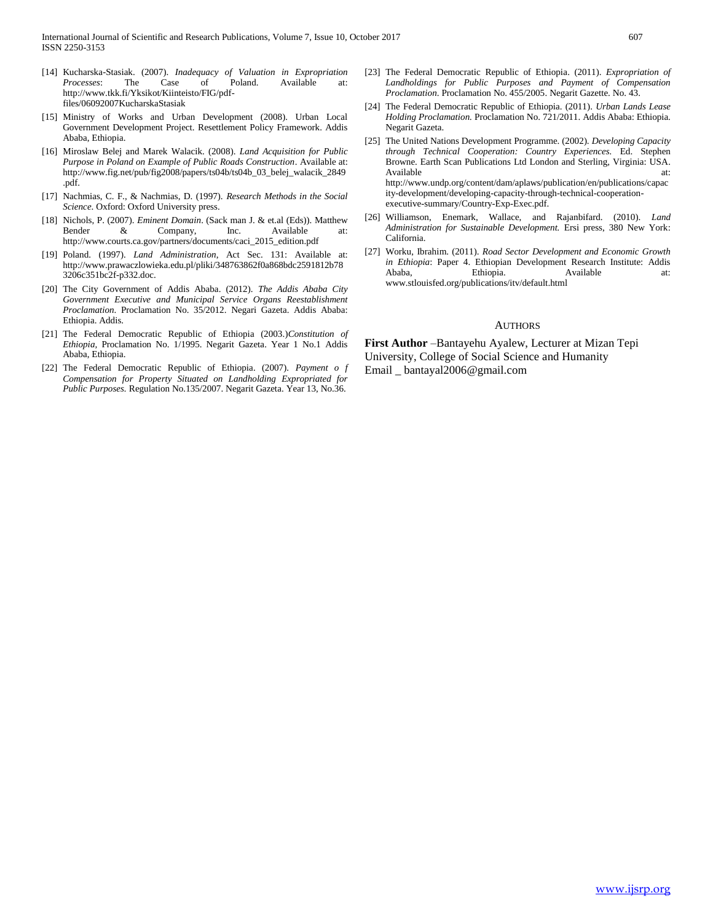[14] Kucharska-Stasiak. (2007). *Inadequacy of Valuation in Expropriation Processes*: The Case of Poland. Available at: http://www.tkk.fi/Yksikot/Kiinteisto/FIG/pdf-files/06092007KucharskaStasiak

[15] Ministry of Works and Urban Development (2008). Urban Local Government Development Project. Resettlement Policy Framework. Addis Ababa, Ethiopia.

[16] Miroslaw Belej and Marek Walacik. (2008). *Land Acquisition for Public Purpose in Poland on Example of Public Roads Construction*. Available at: http://www.fig.net/pub/fig2008/papers/ts04b/ts04b_03_belej_walacik_2849.pdf.

[17] Nachmias, C. F., & Nachmias, D. (1997). *Research Methods in the Social Science*. Oxford: Oxford University press.

[18] Nichols, P. (2007). *Eminent Domain*. (Sack man J. & et.al (Eds)). Matthew Bender & Company, Inc. Available at: http://www.courts.ca.gov/partners/documents/caci_2015_edition.pdf

[19] Poland. (1997). *Land Administration*, Act Sec. 131: Available at: http://www.prawaczlowieka.edu.pl/pliki/348763862f0a868bdc2591812b783206c351bc2f-p332.doc.

[20] The City Government of Addis Ababa. (2012). *The Addis Ababa City Government Executive and Municipal Service Organs Reestablishment Proclamation*. Proclamation No. 35/2012. Negari Gazeta. Addis Ababa: Ethiopia. Addis.

[21] The Federal Democratic Republic of Ethiopia (2003.)*Constitution of Ethiopia*, Proclamation No. 1/1995. Negarit Gazetta. Year 1 No.1 Addis Ababa, Ethiopia.

[22] The Federal Democratic Republic of Ethiopia. (2007). *Payment o f Compensation for Property Situated on Landholding Expropriated for Public Purposes.* Regulation No.135/2007. Negarit Gazeta. Year 13, No.36.

[23] The Federal Democratic Republic of Ethiopia. (2011). *Expropriation of Landholdings for Public Purposes and Payment of Compensation Proclamation*. Proclamation No. 455/2005. Negarit Gazette. No. 43.

[24] The Federal Democratic Republic of Ethiopia. (2011). *Urban Lands Lease Holding Proclamation.* Proclamation No. 721/2011. Addis Ababa: Ethiopia. Negarit Gazeta.

[25] The United Nations Development Programme. (2002). *Developing Capacity through Technical Cooperation: Country Experiences.* Ed. Stephen Browne. Earth Scan Publications Ltd London and Sterling, Virginia: USA. Available at: http://www.undp.org/content/dam/aplaws/publication/en/publications/capacity-development/developing-capacity-through-technical-cooperation-executive-summary/Country-Exp-Exec.pdf.

[26] Williamson, Enemark, Wallace, and Rajanbifard. (2010). *Land Administration for Sustainable Development.* Ersi press, 380 New York: California.

[27] Worku, Ibrahim. (2011). *Road Sector Development and Economic Growth in Ethiopia*: Paper 4. Ethiopian Development Research Institute: Addis Ababa, Ethiopia. Available at: www.stlouisfed.org/publications/itv/default.html

## AUTHORS

**First Author** –Bantayehu Ayalew, Lecturer at Mizan Tepi University, College of Social Science and Humanity
Email _ bantayal2006@gmail.com